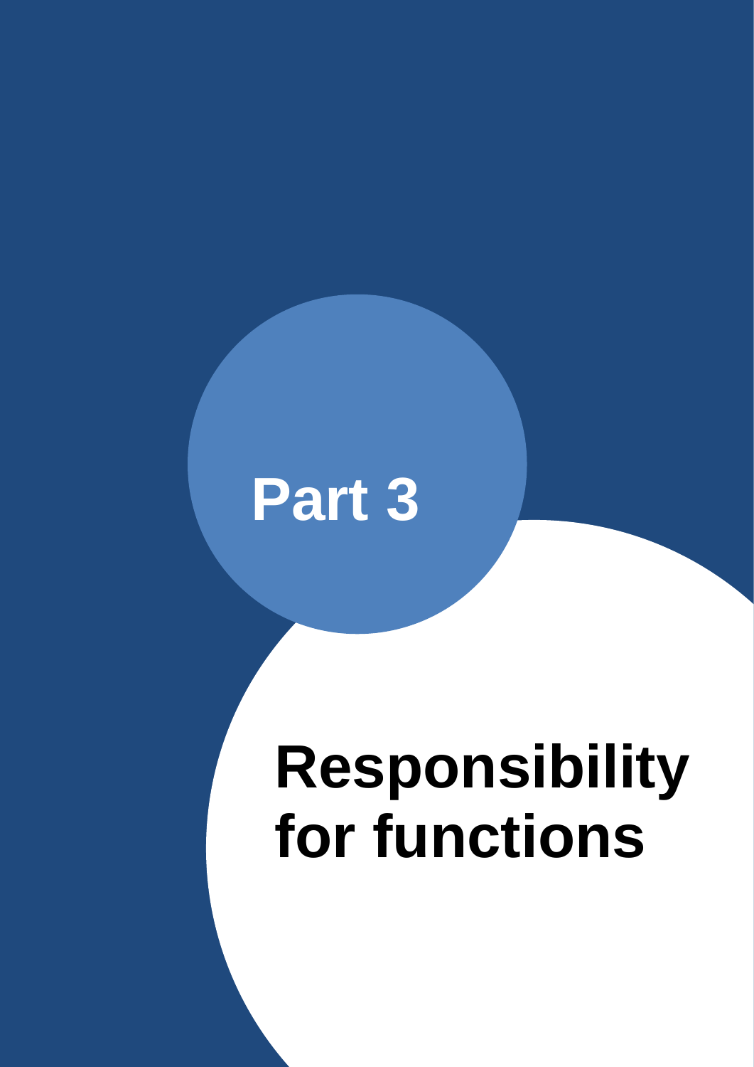# Part 3

# Responsibility for functions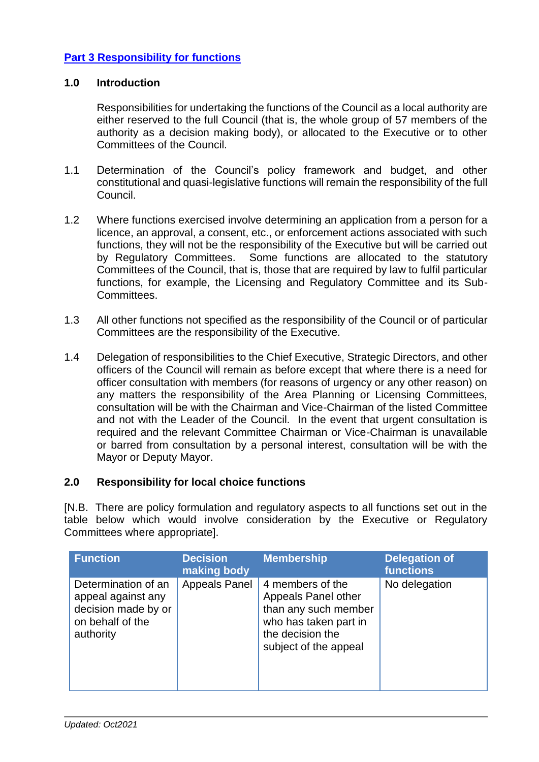## [Part 3 Responsibility for functions]()

### 1.0 Introduction

Responsibilities for undertaking the functions of the Council as a local authority are either reserved to the full Council (that is, the whole group of 57 members of the authority as a decision making body), or allocated to the Executive or to other Committees of the Council.

1.1 Determination of the Council's policy framework and budget, and other constitutional and quasi-legislative functions will remain the responsibility of the full Council.

1.2 Where functions exercised involve determining an application from a person for a licence, an approval, a consent, etc., or enforcement actions associated with such functions, they will not be the responsibility of the Executive but will be carried out by Regulatory Committees. Some functions are allocated to the statutory Committees of the Council, that is, those that are required by law to fulfil particular functions, for example, the Licensing and Regulatory Committee and its Sub-Committees.

1.3 All other functions not specified as the responsibility of the Council or of particular Committees are the responsibility of the Executive.

1.4 Delegation of responsibilities to the Chief Executive, Strategic Directors, and other officers of the Council will remain as before except that where there is a need for officer consultation with members (for reasons of urgency or any other reason) on any matters the responsibility of the Area Planning or Licensing Committees, consultation will be with the Chairman and Vice-Chairman of the listed Committee and not with the Leader of the Council. In the event that urgent consultation is required and the relevant Committee Chairman or Vice-Chairman is unavailable or barred from consultation by a personal interest, consultation will be with the Mayor or Deputy Mayor.

### 2.0 Responsibility for local choice functions

[N.B. There are policy formulation and regulatory aspects to all functions set out in the table below which would involve consideration by the Executive or Regulatory Committees where appropriate].

| Function | Decision making body | Membership | Delegation of functions |
|---|---|---|---|
| Determination of an appeal against any decision made by or on behalf of the authority | Appeals Panel | 4 members of the Appeals Panel other than any such member who has taken part in the decision the subject of the appeal | No delegation |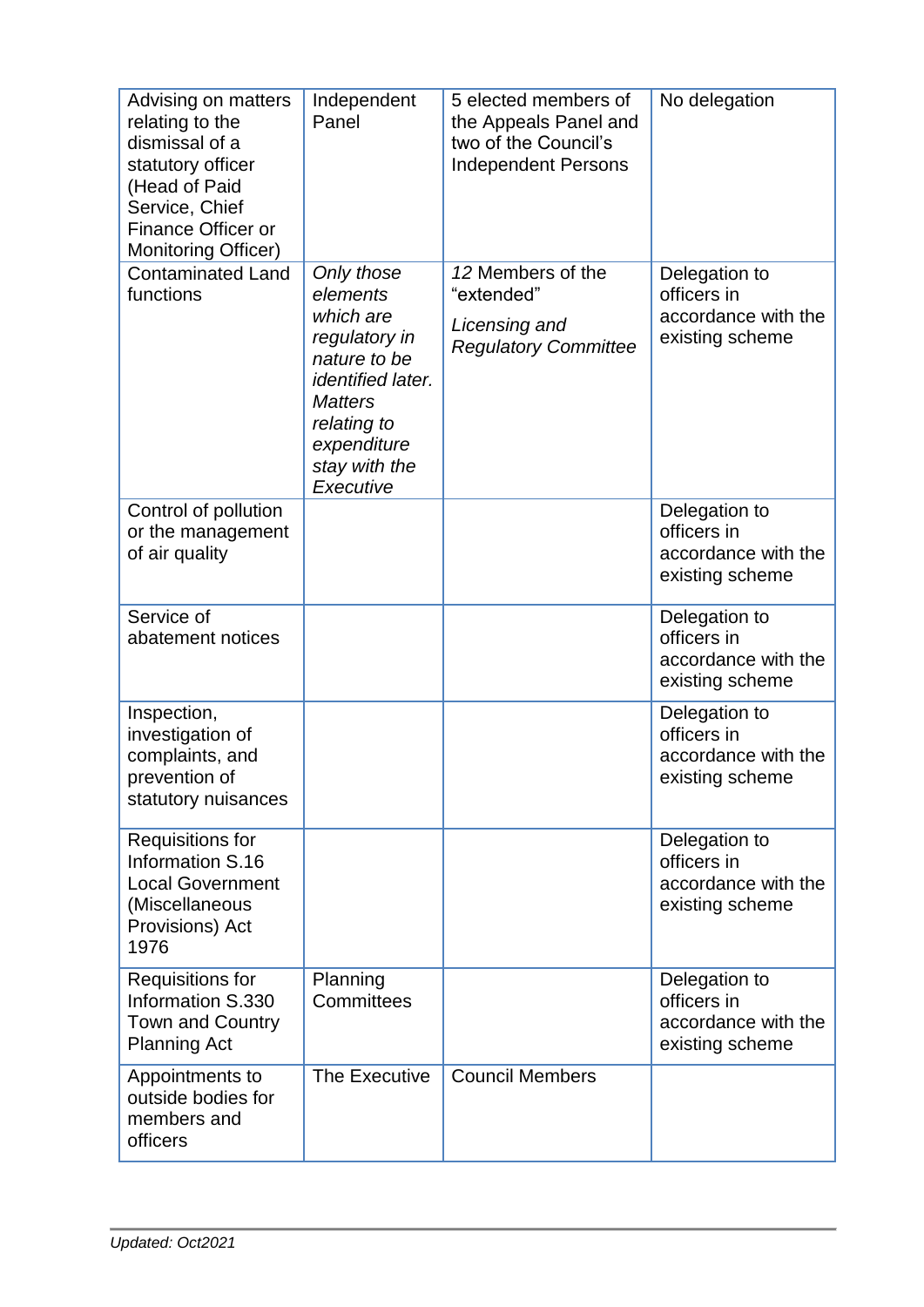| | | | |
|---|---|---|---|
| Advising on matters relating to the dismissal of a statutory officer (Head of Paid Service, Chief Finance Officer or Monitoring Officer) | Independent Panel | 5 elected members of the Appeals Panel and two of the Council's Independent Persons | No delegation |
| Contaminated Land functions | *Only those elements which are regulatory in nature to be identified later. Matters relating to expenditure stay with the Executive* | *12* Members of the "extended" *Licensing and Regulatory Committee* | Delegation to officers in accordance with the existing scheme |
| Control of pollution or the management of air quality | | | Delegation to officers in accordance with the existing scheme |
| Service of abatement notices | | | Delegation to officers in accordance with the existing scheme |
| Inspection, investigation of complaints, and prevention of statutory nuisances | | | Delegation to officers in accordance with the existing scheme |
| Requisitions for Information S.16 Local Government (Miscellaneous Provisions) Act 1976 | | | Delegation to officers in accordance with the existing scheme |
| Requisitions for Information S.330 Town and Country Planning Act | Planning Committees | | Delegation to officers in accordance with the existing scheme |
| Appointments to outside bodies for members and officers | The Executive | Council Members | |

*Updated: Oct2021*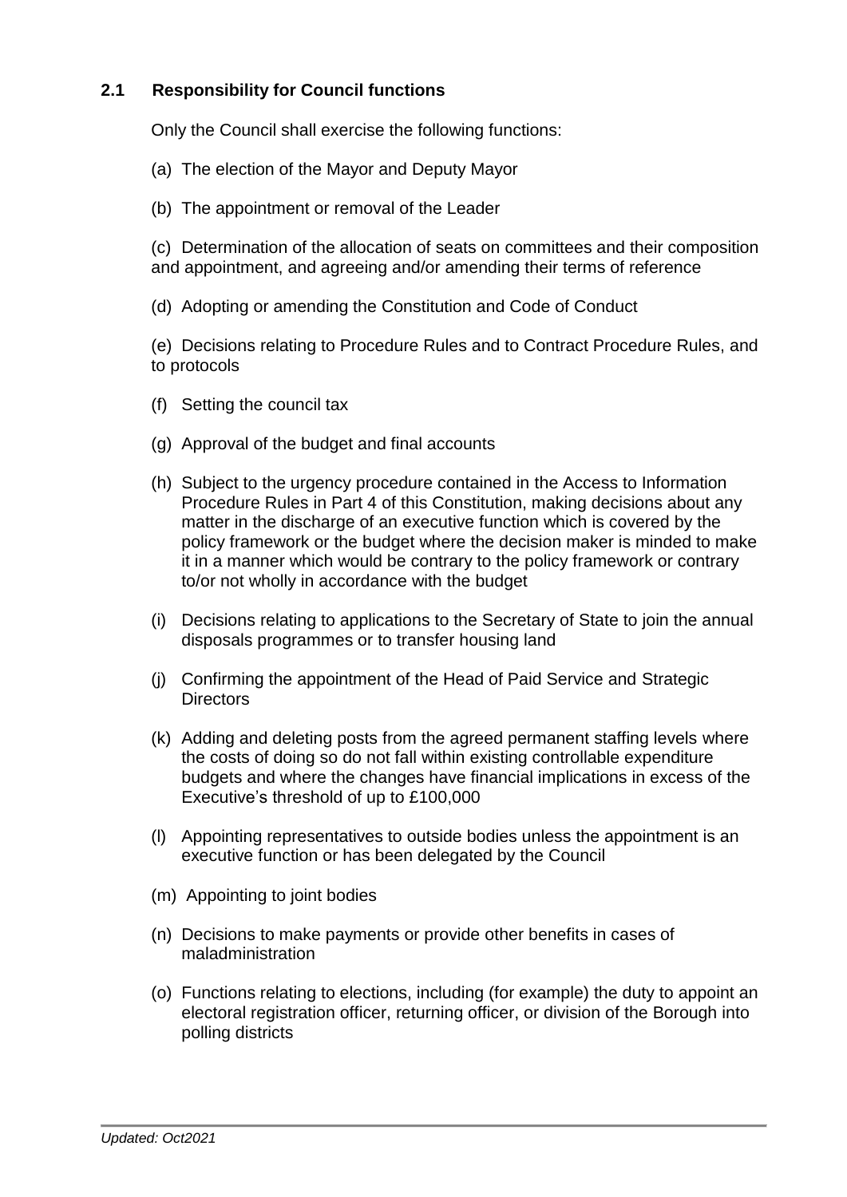### 2.1 Responsibility for Council functions

Only the Council shall exercise the following functions:

(a) The election of the Mayor and Deputy Mayor

(b) The appointment or removal of the Leader

(c) Determination of the allocation of seats on committees and their composition and appointment, and agreeing and/or amending their terms of reference

(d) Adopting or amending the Constitution and Code of Conduct

(e) Decisions relating to Procedure Rules and to Contract Procedure Rules, and to protocols

(f) Setting the council tax

(g) Approval of the budget and final accounts

(h) Subject to the urgency procedure contained in the Access to Information Procedure Rules in Part 4 of this Constitution, making decisions about any matter in the discharge of an executive function which is covered by the policy framework or the budget where the decision maker is minded to make it in a manner which would be contrary to the policy framework or contrary to/or not wholly in accordance with the budget

(i) Decisions relating to applications to the Secretary of State to join the annual disposals programmes or to transfer housing land

(j) Confirming the appointment of the Head of Paid Service and Strategic Directors

(k) Adding and deleting posts from the agreed permanent staffing levels where the costs of doing so do not fall within existing controllable expenditure budgets and where the changes have financial implications in excess of the Executive's threshold of up to £100,000

(l) Appointing representatives to outside bodies unless the appointment is an executive function or has been delegated by the Council

(m) Appointing to joint bodies

(n) Decisions to make payments or provide other benefits in cases of maladministration

(o) Functions relating to elections, including (for example) the duty to appoint an electoral registration officer, returning officer, or division of the Borough into polling districts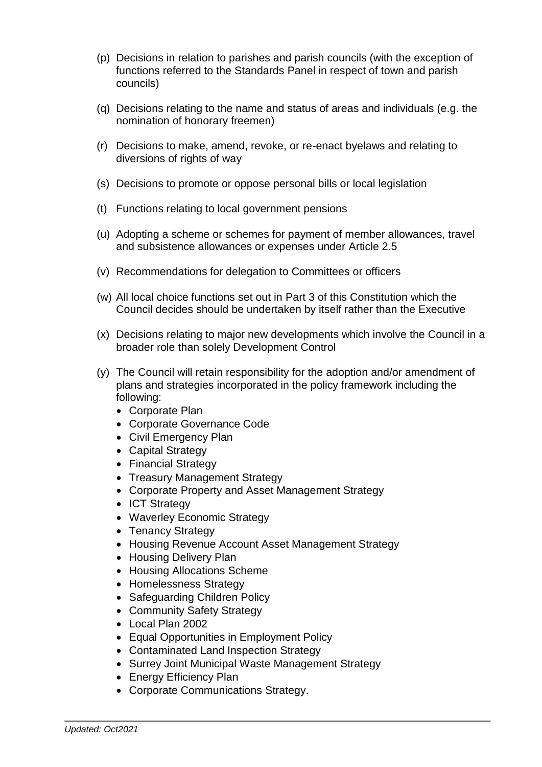(p) Decisions in relation to parishes and parish councils (with the exception of functions referred to the Standards Panel in respect of town and parish councils)

(q) Decisions relating to the name and status of areas and individuals (e.g. the nomination of honorary freemen)

(r) Decisions to make, amend, revoke, or re-enact byelaws and relating to diversions of rights of way

(s) Decisions to promote or oppose personal bills or local legislation

(t) Functions relating to local government pensions

(u) Adopting a scheme or schemes for payment of member allowances, travel and subsistence allowances or expenses under Article 2.5

(v) Recommendations for delegation to Committees or officers

(w) All local choice functions set out in Part 3 of this Constitution which the Council decides should be undertaken by itself rather than the Executive

(x) Decisions relating to major new developments which involve the Council in a broader role than solely Development Control

(y) The Council will retain responsibility for the adoption and/or amendment of plans and strategies incorporated in the policy framework including the following:
- Corporate Plan
- Corporate Governance Code
- Civil Emergency Plan
- Capital Strategy
- Financial Strategy
- Treasury Management Strategy
- Corporate Property and Asset Management Strategy
- ICT Strategy
- Waverley Economic Strategy
- Tenancy Strategy
- Housing Revenue Account Asset Management Strategy
- Housing Delivery Plan
- Housing Allocations Scheme
- Homelessness Strategy
- Safeguarding Children Policy
- Community Safety Strategy
- Local Plan 2002
- Equal Opportunities in Employment Policy
- Contaminated Land Inspection Strategy
- Surrey Joint Municipal Waste Management Strategy
- Energy Efficiency Plan
- Corporate Communications Strategy.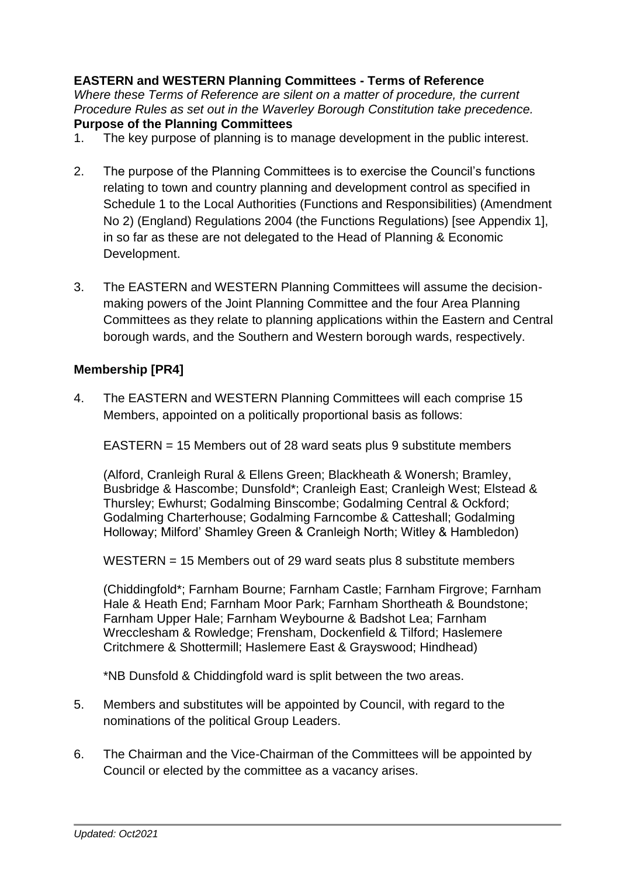**EASTERN and WESTERN Planning Committees - Terms of Reference**

*Where these Terms of Reference are silent on a matter of procedure, the current Procedure Rules as set out in the Waverley Borough Constitution take precedence.*

**Purpose of the Planning Committees**

1. The key purpose of planning is to manage development in the public interest.

2. The purpose of the Planning Committees is to exercise the Council's functions relating to town and country planning and development control as specified in Schedule 1 to the Local Authorities (Functions and Responsibilities) (Amendment No 2) (England) Regulations 2004 (the Functions Regulations) [see Appendix 1], in so far as these are not delegated to the Head of Planning & Economic Development.

3. The EASTERN and WESTERN Planning Committees will assume the decision-making powers of the Joint Planning Committee and the four Area Planning Committees as they relate to planning applications within the Eastern and Central borough wards, and the Southern and Western borough wards, respectively.

**Membership [PR4]**

4. The EASTERN and WESTERN Planning Committees will each comprise 15 Members, appointed on a politically proportional basis as follows:

   EASTERN = 15 Members out of 28 ward seats plus 9 substitute members

   (Alford, Cranleigh Rural & Ellens Green; Blackheath & Wonersh; Bramley, Busbridge & Hascombe; Dunsfold*; Cranleigh East; Cranleigh West; Elstead & Thursley; Ewhurst; Godalming Binscombe; Godalming Central & Ockford; Godalming Charterhouse; Godalming Farncombe & Catteshall; Godalming Holloway; Milford' Shamley Green & Cranleigh North; Witley & Hambledon)

   WESTERN = 15 Members out of 29 ward seats plus 8 substitute members

   (Chiddingfold*; Farnham Bourne; Farnham Castle; Farnham Firgrove; Farnham Hale & Heath End; Farnham Moor Park; Farnham Shortheath & Boundstone; Farnham Upper Hale; Farnham Weybourne & Badshot Lea; Farnham Wrecclesham & Rowledge; Frensham, Dockenfield & Tilford; Haslemere Critchmere & Shottermill; Haslemere East & Grayswood; Hindhead)

   *NB Dunsfold & Chiddingfold ward is split between the two areas.

5. Members and substitutes will be appointed by Council, with regard to the nominations of the political Group Leaders.

6. The Chairman and the Vice-Chairman of the Committees will be appointed by Council or elected by the committee as a vacancy arises.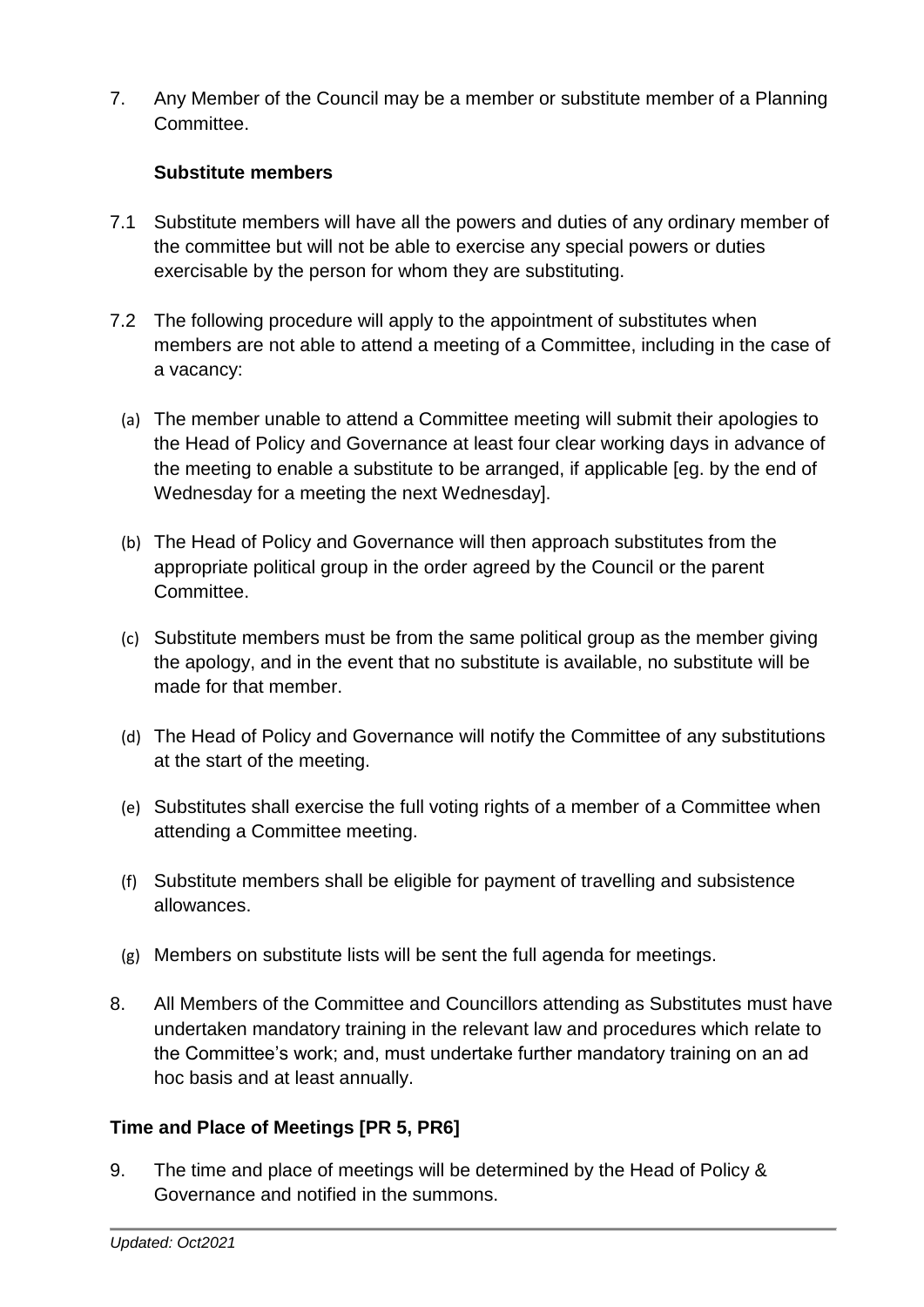7. Any Member of the Council may be a member or substitute member of a Planning Committee.

**Substitute members**

7.1 Substitute members will have all the powers and duties of any ordinary member of the committee but will not be able to exercise any special powers or duties exercisable by the person for whom they are substituting.

7.2 The following procedure will apply to the appointment of substitutes when members are not able to attend a meeting of a Committee, including in the case of a vacancy:

(a) The member unable to attend a Committee meeting will submit their apologies to the Head of Policy and Governance at least four clear working days in advance of the meeting to enable a substitute to be arranged, if applicable [eg. by the end of Wednesday for a meeting the next Wednesday].

(b) The Head of Policy and Governance will then approach substitutes from the appropriate political group in the order agreed by the Council or the parent Committee.

(c) Substitute members must be from the same political group as the member giving the apology, and in the event that no substitute is available, no substitute will be made for that member.

(d) The Head of Policy and Governance will notify the Committee of any substitutions at the start of the meeting.

(e) Substitutes shall exercise the full voting rights of a member of a Committee when attending a Committee meeting.

(f) Substitute members shall be eligible for payment of travelling and subsistence allowances.

(g) Members on substitute lists will be sent the full agenda for meetings.

8. All Members of the Committee and Councillors attending as Substitutes must have undertaken mandatory training in the relevant law and procedures which relate to the Committee's work; and, must undertake further mandatory training on an ad hoc basis and at least annually.

**Time and Place of Meetings [PR 5, PR6]**

9. The time and place of meetings will be determined by the Head of Policy & Governance and notified in the summons.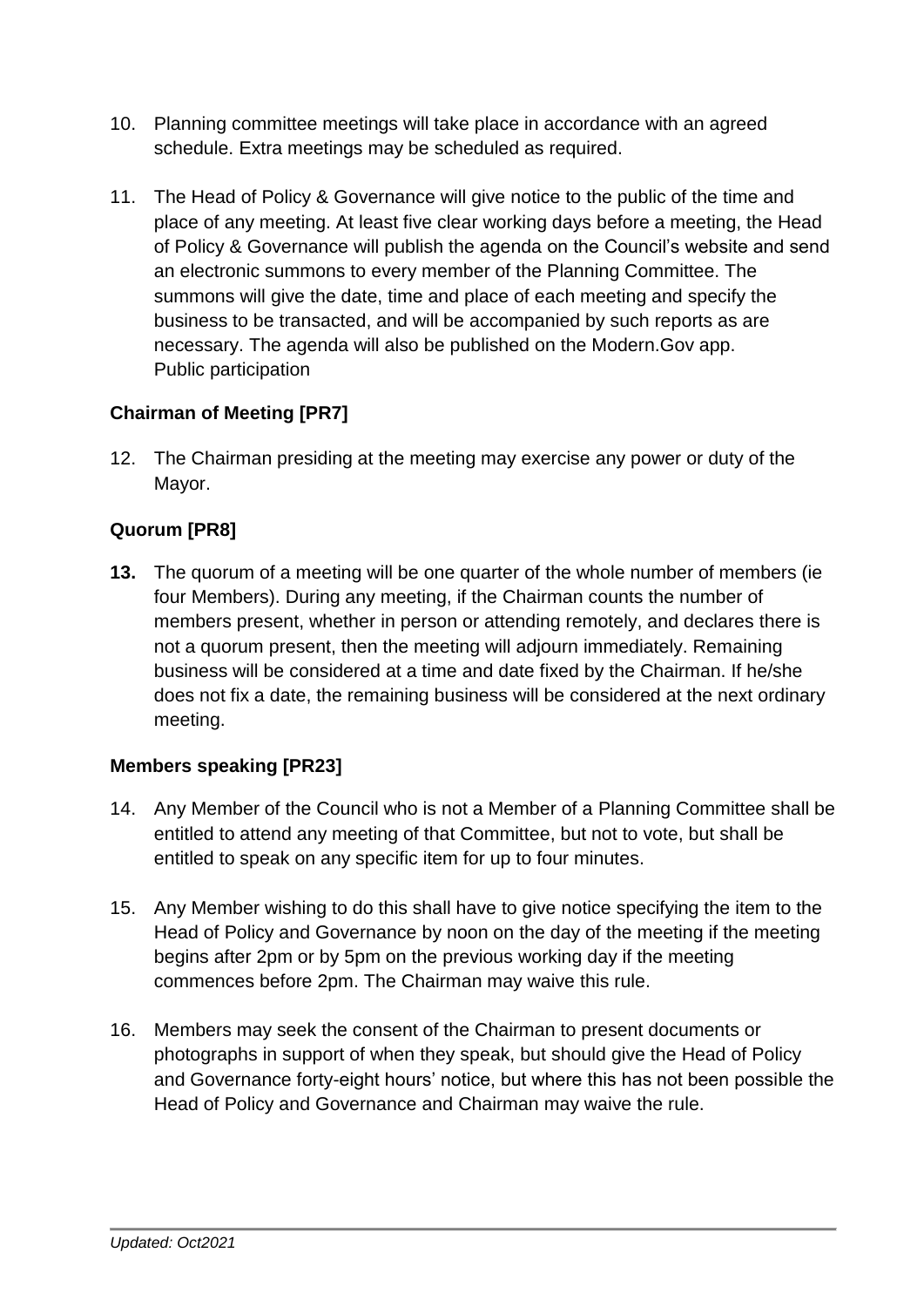10. Planning committee meetings will take place in accordance with an agreed schedule. Extra meetings may be scheduled as required.

11. The Head of Policy & Governance will give notice to the public of the time and place of any meeting. At least five clear working days before a meeting, the Head of Policy & Governance will publish the agenda on the Council's website and send an electronic summons to every member of the Planning Committee. The summons will give the date, time and place of each meeting and specify the business to be transacted, and will be accompanied by such reports as are necessary. The agenda will also be published on the Modern.Gov app. Public participation

### Chairman of Meeting [PR7]

12. The Chairman presiding at the meeting may exercise any power or duty of the Mayor.

### Quorum [PR8]

13. The quorum of a meeting will be one quarter of the whole number of members (ie four Members). During any meeting, if the Chairman counts the number of members present, whether in person or attending remotely, and declares there is not a quorum present, then the meeting will adjourn immediately. Remaining business will be considered at a time and date fixed by the Chairman. If he/she does not fix a date, the remaining business will be considered at the next ordinary meeting.

### Members speaking [PR23]

14. Any Member of the Council who is not a Member of a Planning Committee shall be entitled to attend any meeting of that Committee, but not to vote, but shall be entitled to speak on any specific item for up to four minutes.

15. Any Member wishing to do this shall have to give notice specifying the item to the Head of Policy and Governance by noon on the day of the meeting if the meeting begins after 2pm or by 5pm on the previous working day if the meeting commences before 2pm. The Chairman may waive this rule.

16. Members may seek the consent of the Chairman to present documents or photographs in support of when they speak, but should give the Head of Policy and Governance forty-eight hours' notice, but where this has not been possible the Head of Policy and Governance and Chairman may waive the rule.

*Updated: Oct2021*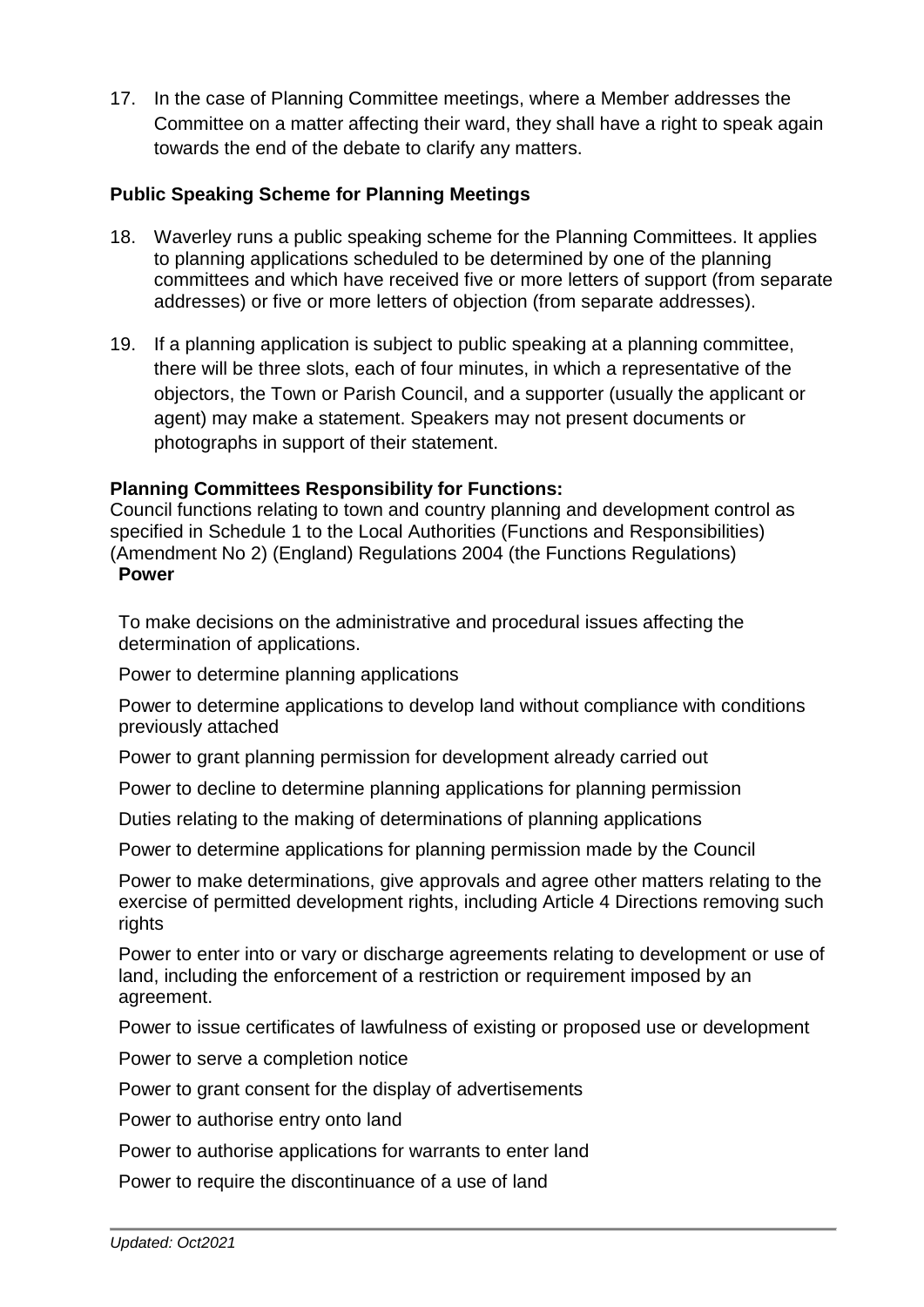17. In the case of Planning Committee meetings, where a Member addresses the Committee on a matter affecting their ward, they shall have a right to speak again towards the end of the debate to clarify any matters.

**Public Speaking Scheme for Planning Meetings**

18. Waverley runs a public speaking scheme for the Planning Committees. It applies to planning applications scheduled to be determined by one of the planning committees and which have received five or more letters of support (from separate addresses) or five or more letters of objection (from separate addresses).

19. If a planning application is subject to public speaking at a planning committee, there will be three slots, each of four minutes, in which a representative of the objectors, the Town or Parish Council, and a supporter (usually the applicant or agent) may make a statement. Speakers may not present documents or photographs in support of their statement.

**Planning Committees Responsibility for Functions:**

Council functions relating to town and country planning and development control as specified in Schedule 1 to the Local Authorities (Functions and Responsibilities) (Amendment No 2) (England) Regulations 2004 (the Functions Regulations)

**Power**

To make decisions on the administrative and procedural issues affecting the determination of applications.

Power to determine planning applications

Power to determine applications to develop land without compliance with conditions previously attached

Power to grant planning permission for development already carried out

Power to decline to determine planning applications for planning permission

Duties relating to the making of determinations of planning applications

Power to determine applications for planning permission made by the Council

Power to make determinations, give approvals and agree other matters relating to the exercise of permitted development rights, including Article 4 Directions removing such rights

Power to enter into or vary or discharge agreements relating to development or use of land, including the enforcement of a restriction or requirement imposed by an agreement.

Power to issue certificates of lawfulness of existing or proposed use or development

Power to serve a completion notice

Power to grant consent for the display of advertisements

Power to authorise entry onto land

Power to authorise applications for warrants to enter land

Power to require the discontinuance of a use of land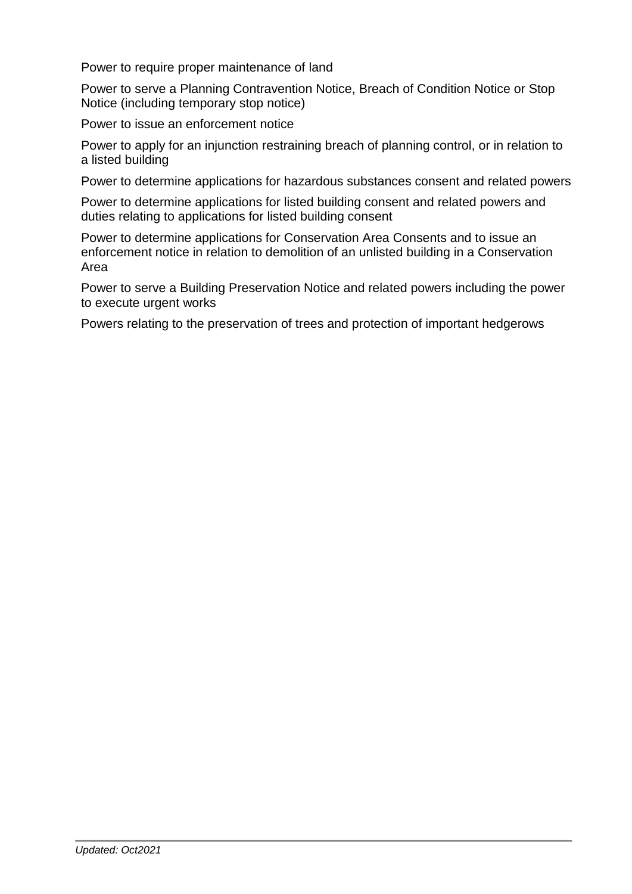Power to require proper maintenance of land

Power to serve a Planning Contravention Notice, Breach of Condition Notice or Stop Notice (including temporary stop notice)

Power to issue an enforcement notice

Power to apply for an injunction restraining breach of planning control, or in relation to a listed building

Power to determine applications for hazardous substances consent and related powers

Power to determine applications for listed building consent and related powers and duties relating to applications for listed building consent

Power to determine applications for Conservation Area Consents and to issue an enforcement notice in relation to demolition of an unlisted building in a Conservation Area

Power to serve a Building Preservation Notice and related powers including the power to execute urgent works

Powers relating to the preservation of trees and protection of important hedgerows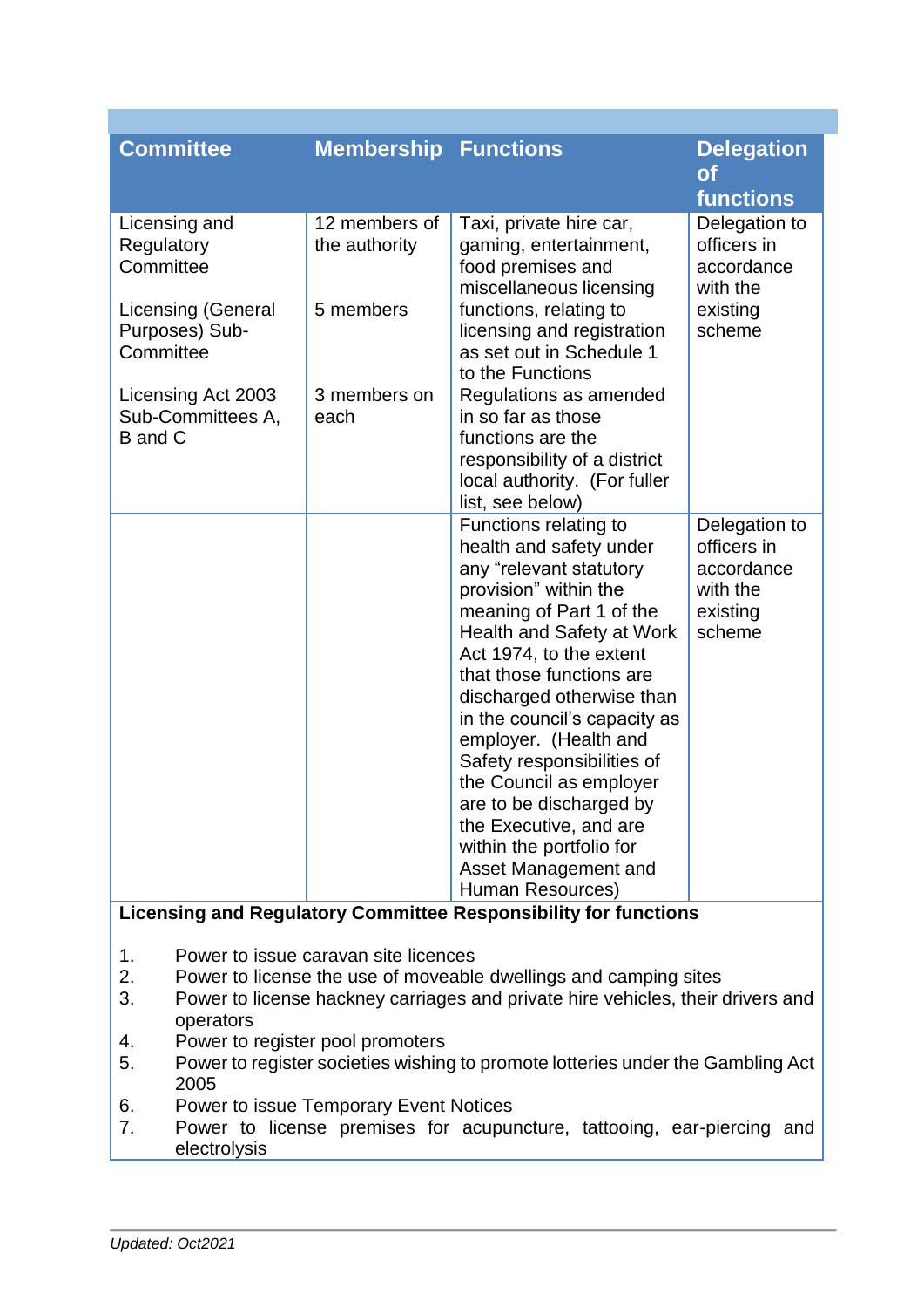| Committee | Membership | Functions | Delegation of functions |
|---|---|---|---|
| Licensing and Regulatory Committee<br><br>Licensing (General Purposes) Sub-Committee<br><br>Licensing Act 2003 Sub-Committees A, B and C | 12 members of the authority<br><br>5 members<br><br>3 members on each | Taxi, private hire car, gaming, entertainment, food premises and miscellaneous licensing functions, relating to licensing and registration as set out in Schedule 1 to the Functions Regulations as amended in so far as those functions are the responsibility of a district local authority. (For fuller list, see below) | Delegation to officers in accordance with the existing scheme |
| | | Functions relating to health and safety under any "relevant statutory provision" within the meaning of Part 1 of the Health and Safety at Work Act 1974, to the extent that those functions are discharged otherwise than in the council's capacity as employer. (Health and Safety responsibilities of the Council as employer are to be discharged by the Executive, and are within the portfolio for Asset Management and Human Resources) | Delegation to officers in accordance with the existing scheme |

**Licensing and Regulatory Committee Responsibility for functions**

1. Power to issue caravan site licences
2. Power to license the use of moveable dwellings and camping sites
3. Power to license hackney carriages and private hire vehicles, their drivers and operators
4. Power to register pool promoters
5. Power to register societies wishing to promote lotteries under the Gambling Act 2005
6. Power to issue Temporary Event Notices
7. Power to license premises for acupuncture, tattooing, ear-piercing and electrolysis

*Updated: Oct2021*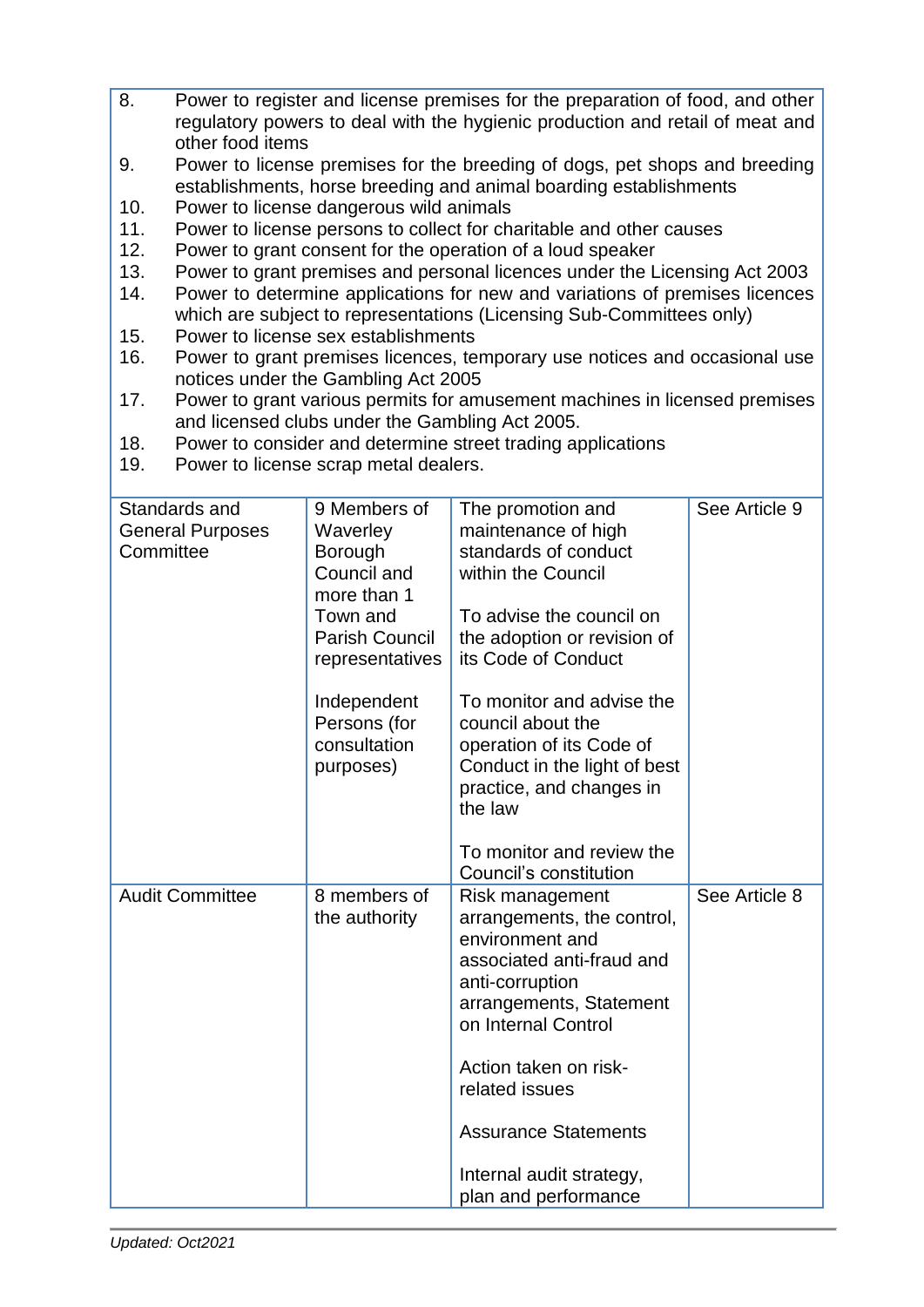| | | | |
|---|---|---|---|
| 8. Power to register and license premises for the preparation of food, and other regulatory powers to deal with the hygienic production and retail of meat and other food items<br>9. Power to license premises for the breeding of dogs, pet shops and breeding establishments, horse breeding and animal boarding establishments<br>10. Power to license dangerous wild animals<br>11. Power to license persons to collect for charitable and other causes<br>12. Power to grant consent for the operation of a loud speaker<br>13. Power to grant premises and personal licences under the Licensing Act 2003<br>14. Power to determine applications for new and variations of premises licences which are subject to representations (Licensing Sub-Committees only)<br>15. Power to license sex establishments<br>16. Power to grant premises licences, temporary use notices and occasional use notices under the Gambling Act 2005<br>17. Power to grant various permits for amusement machines in licensed premises and licensed clubs under the Gambling Act 2005.<br>18. Power to consider and determine street trading applications<br>19. Power to license scrap metal dealers. | | | |
| Standards and General Purposes Committee | 9 Members of Waverley Borough Council and more than 1 Town and Parish Council representatives<br><br>Independent Persons (for consultation purposes) | The promotion and maintenance of high standards of conduct within the Council<br><br>To advise the council on the adoption or revision of its Code of Conduct<br><br>To monitor and advise the council about the operation of its Code of Conduct in the light of best practice, and changes in the law<br><br>To monitor and review the Council's constitution | See Article 9 |
| Audit Committee | 8 members of the authority | Risk management arrangements, the control, environment and associated anti-fraud and anti-corruption arrangements, Statement on Internal Control<br><br>Action taken on risk-related issues<br><br>Assurance Statements<br><br>Internal audit strategy, plan and performance | See Article 8 |

*Updated: Oct2021*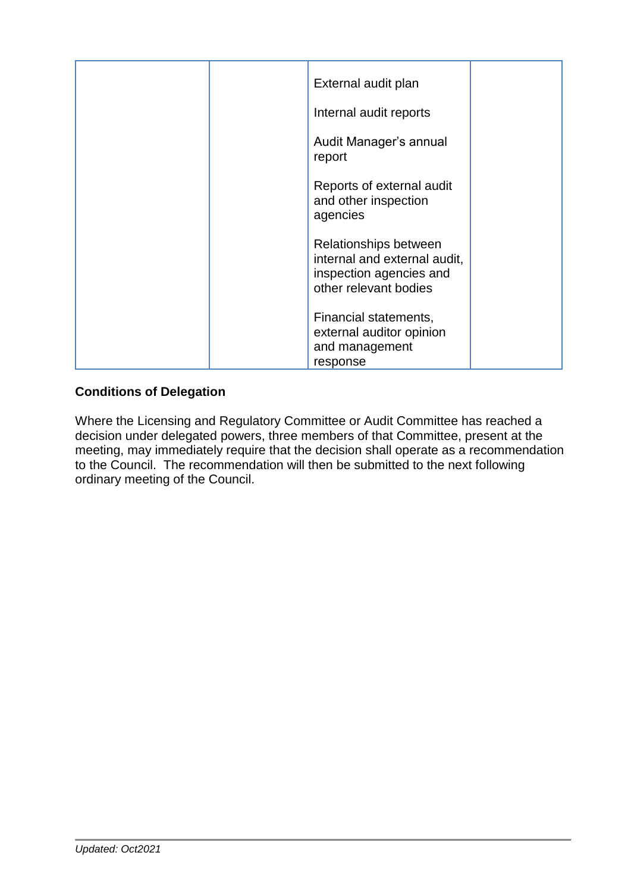| | | | |
|---|---|---|---|
| | | External audit plan<br><br>Internal audit reports<br><br>Audit Manager's annual report<br><br>Reports of external audit and other inspection agencies<br><br>Relationships between internal and external audit, inspection agencies and other relevant bodies<br><br>Financial statements, external auditor opinion and management response | |

**Conditions of Delegation**

Where the Licensing and Regulatory Committee or Audit Committee has reached a decision under delegated powers, three members of that Committee, present at the meeting, may immediately require that the decision shall operate as a recommendation to the Council. The recommendation will then be submitted to the next following ordinary meeting of the Council.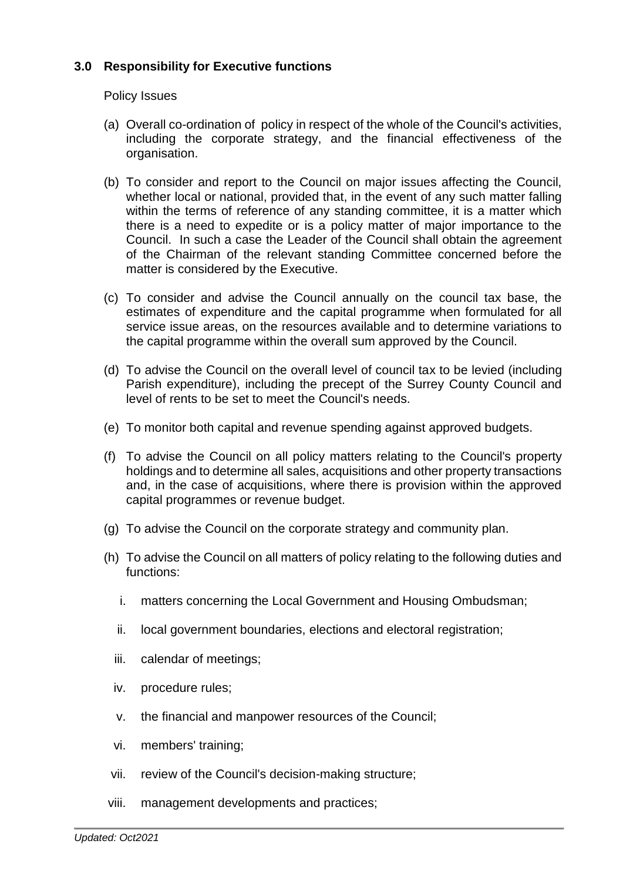### 3.0 Responsibility for Executive functions

Policy Issues

(a) Overall co-ordination of policy in respect of the whole of the Council's activities, including the corporate strategy, and the financial effectiveness of the organisation.

(b) To consider and report to the Council on major issues affecting the Council, whether local or national, provided that, in the event of any such matter falling within the terms of reference of any standing committee, it is a matter which there is a need to expedite or is a policy matter of major importance to the Council. In such a case the Leader of the Council shall obtain the agreement of the Chairman of the relevant standing Committee concerned before the matter is considered by the Executive.

(c) To consider and advise the Council annually on the council tax base, the estimates of expenditure and the capital programme when formulated for all service issue areas, on the resources available and to determine variations to the capital programme within the overall sum approved by the Council.

(d) To advise the Council on the overall level of council tax to be levied (including Parish expenditure), including the precept of the Surrey County Council and level of rents to be set to meet the Council's needs.

(e) To monitor both capital and revenue spending against approved budgets.

(f) To advise the Council on all policy matters relating to the Council's property holdings and to determine all sales, acquisitions and other property transactions and, in the case of acquisitions, where there is provision within the approved capital programmes or revenue budget.

(g) To advise the Council on the corporate strategy and community plan.

(h) To advise the Council on all matters of policy relating to the following duties and functions:

  i. matters concerning the Local Government and Housing Ombudsman;

  ii. local government boundaries, elections and electoral registration;

  iii. calendar of meetings;

  iv. procedure rules;

  v. the financial and manpower resources of the Council;

  vi. members' training;

  vii. review of the Council's decision-making structure;

  viii. management developments and practices;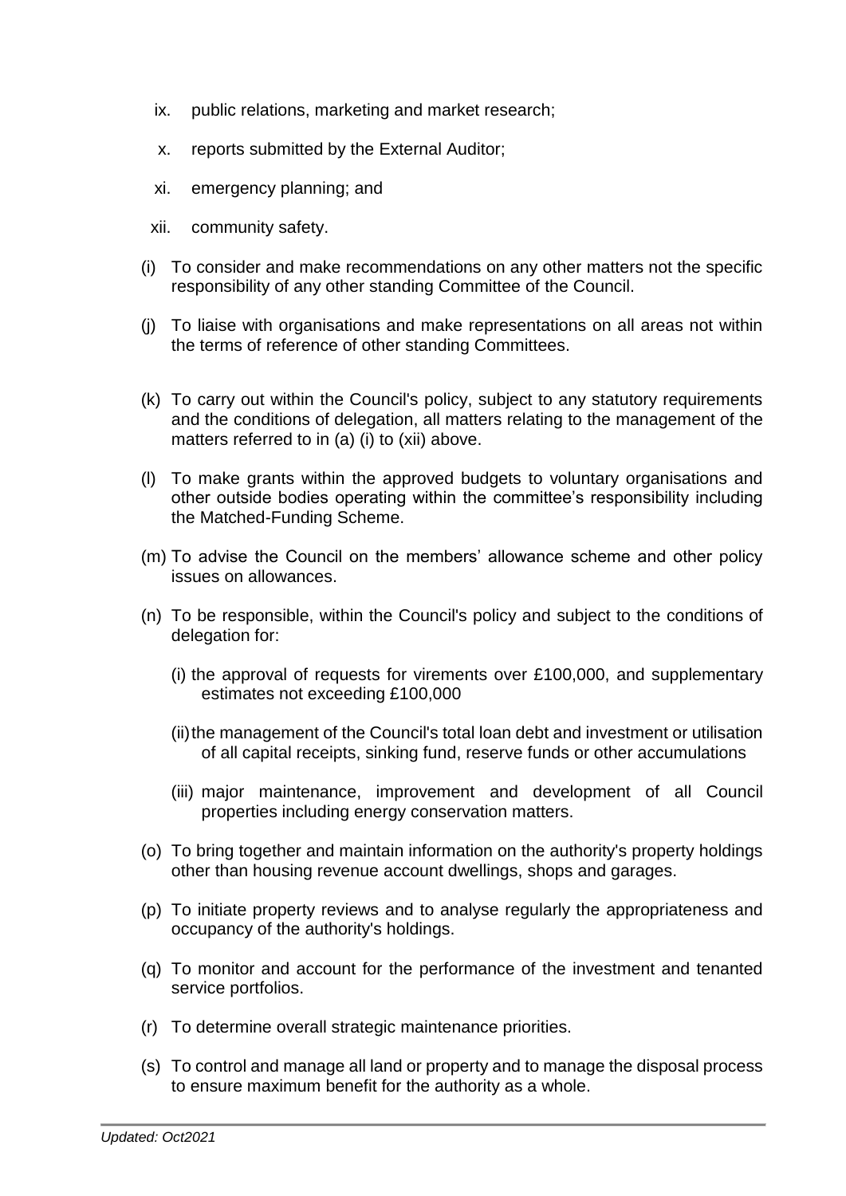ix. public relations, marketing and market research;

x. reports submitted by the External Auditor;

xi. emergency planning; and

xii. community safety.

(i) To consider and make recommendations on any other matters not the specific responsibility of any other standing Committee of the Council.

(j) To liaise with organisations and make representations on all areas not within the terms of reference of other standing Committees.

(k) To carry out within the Council's policy, subject to any statutory requirements and the conditions of delegation, all matters relating to the management of the matters referred to in (a) (i) to (xii) above.

(l) To make grants within the approved budgets to voluntary organisations and other outside bodies operating within the committee's responsibility including the Matched-Funding Scheme.

(m) To advise the Council on the members' allowance scheme and other policy issues on allowances.

(n) To be responsible, within the Council's policy and subject to the conditions of delegation for:

(i) the approval of requests for virements over £100,000, and supplementary estimates not exceeding £100,000

(ii) the management of the Council's total loan debt and investment or utilisation of all capital receipts, sinking fund, reserve funds or other accumulations

(iii) major maintenance, improvement and development of all Council properties including energy conservation matters.

(o) To bring together and maintain information on the authority's property holdings other than housing revenue account dwellings, shops and garages.

(p) To initiate property reviews and to analyse regularly the appropriateness and occupancy of the authority's holdings.

(q) To monitor and account for the performance of the investment and tenanted service portfolios.

(r) To determine overall strategic maintenance priorities.

(s) To control and manage all land or property and to manage the disposal process to ensure maximum benefit for the authority as a whole.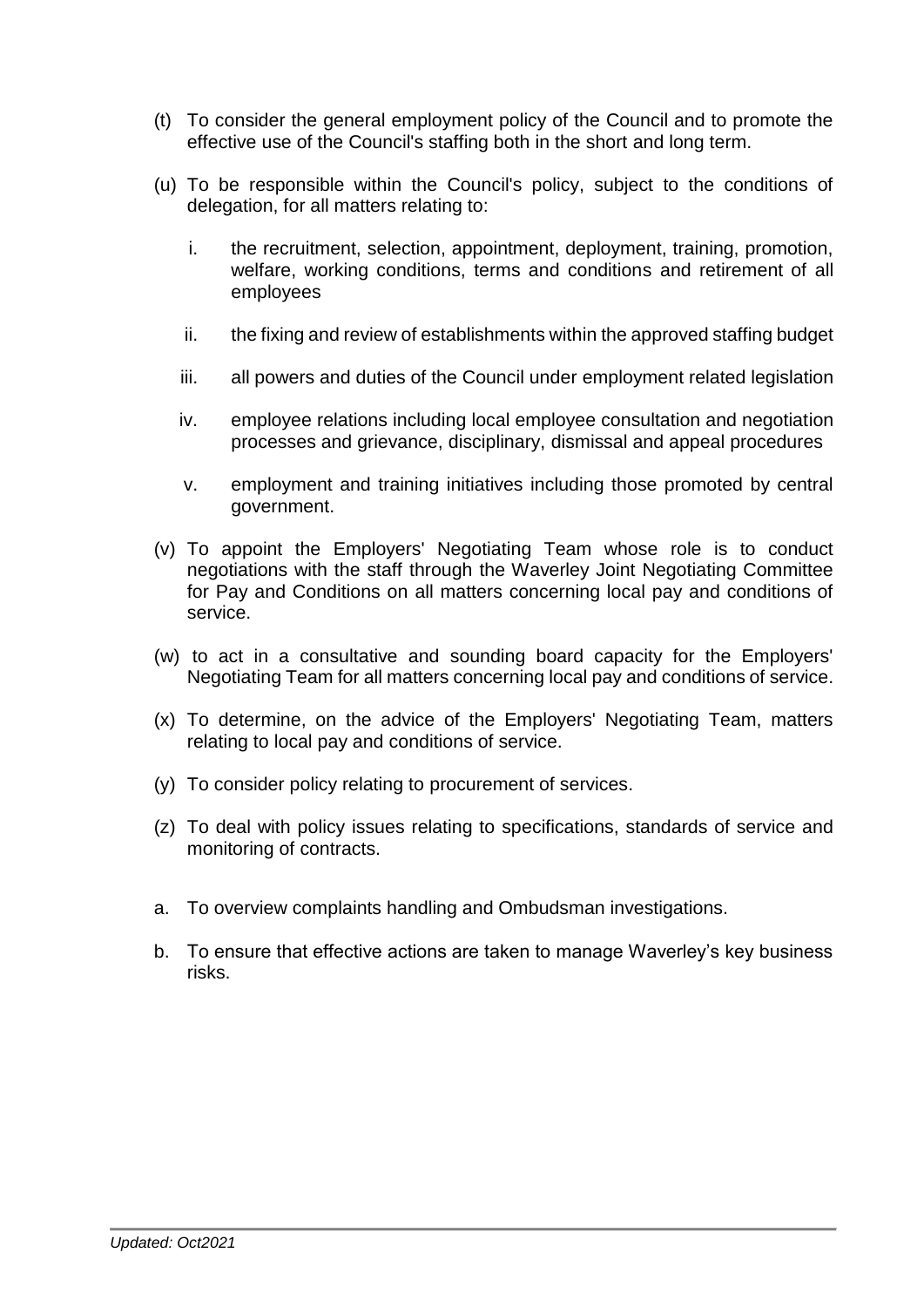(t) To consider the general employment policy of the Council and to promote the effective use of the Council's staffing both in the short and long term.

(u) To be responsible within the Council's policy, subject to the conditions of delegation, for all matters relating to:

   i. the recruitment, selection, appointment, deployment, training, promotion, welfare, working conditions, terms and conditions and retirement of all employees

   ii. the fixing and review of establishments within the approved staffing budget

   iii. all powers and duties of the Council under employment related legislation

   iv. employee relations including local employee consultation and negotiation processes and grievance, disciplinary, dismissal and appeal procedures

   v. employment and training initiatives including those promoted by central government.

(v) To appoint the Employers' Negotiating Team whose role is to conduct negotiations with the staff through the Waverley Joint Negotiating Committee for Pay and Conditions on all matters concerning local pay and conditions of service.

(w) to act in a consultative and sounding board capacity for the Employers' Negotiating Team for all matters concerning local pay and conditions of service.

(x) To determine, on the advice of the Employers' Negotiating Team, matters relating to local pay and conditions of service.

(y) To consider policy relating to procurement of services.

(z) To deal with policy issues relating to specifications, standards of service and monitoring of contracts.

a. To overview complaints handling and Ombudsman investigations.

b. To ensure that effective actions are taken to manage Waverley's key business risks.

*Updated: Oct2021*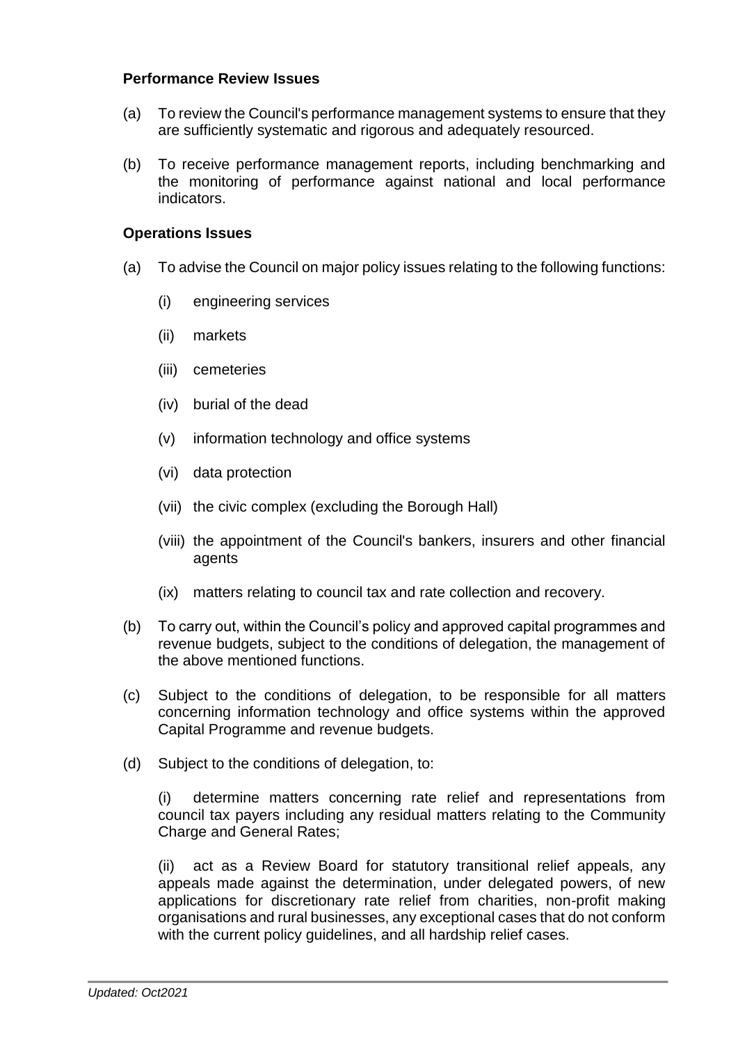**Performance Review Issues**

(a) To review the Council's performance management systems to ensure that they are sufficiently systematic and rigorous and adequately resourced.

(b) To receive performance management reports, including benchmarking and the monitoring of performance against national and local performance indicators.

**Operations Issues**

(a) To advise the Council on major policy issues relating to the following functions:

  (i) engineering services

  (ii) markets

  (iii) cemeteries

  (iv) burial of the dead

  (v) information technology and office systems

  (vi) data protection

  (vii) the civic complex (excluding the Borough Hall)

  (viii) the appointment of the Council's bankers, insurers and other financial agents

  (ix) matters relating to council tax and rate collection and recovery.

(b) To carry out, within the Council's policy and approved capital programmes and revenue budgets, subject to the conditions of delegation, the management of the above mentioned functions.

(c) Subject to the conditions of delegation, to be responsible for all matters concerning information technology and office systems within the approved Capital Programme and revenue budgets.

(d) Subject to the conditions of delegation, to:

  (i) determine matters concerning rate relief and representations from council tax payers including any residual matters relating to the Community Charge and General Rates;

  (ii) act as a Review Board for statutory transitional relief appeals, any appeals made against the determination, under delegated powers, of new applications for discretionary rate relief from charities, non-profit making organisations and rural businesses, any exceptional cases that do not conform with the current policy guidelines, and all hardship relief cases.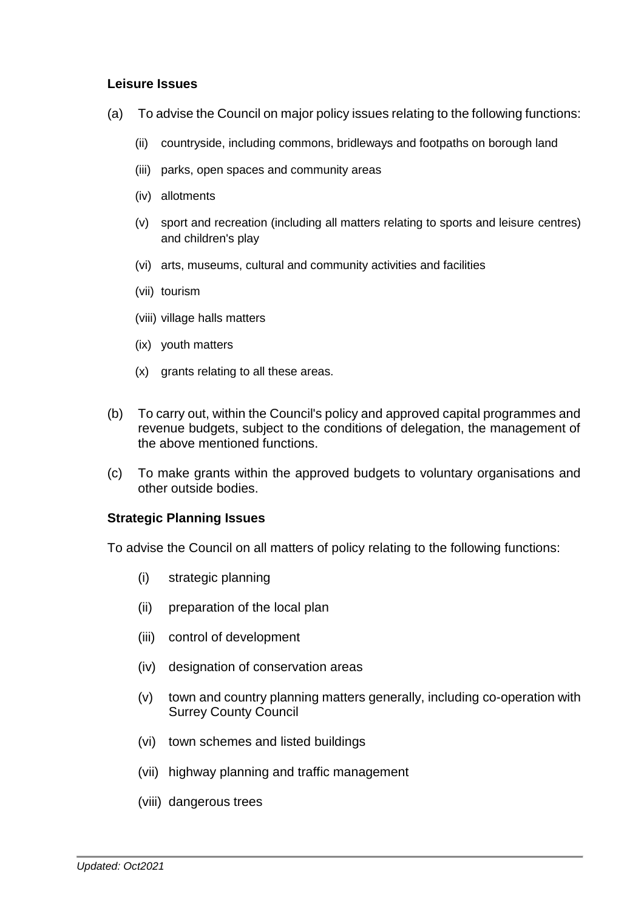**Leisure Issues**

(a) To advise the Council on major policy issues relating to the following functions:

- (ii) countryside, including commons, bridleways and footpaths on borough land
- (iii) parks, open spaces and community areas
- (iv) allotments
- (v) sport and recreation (including all matters relating to sports and leisure centres) and children's play
- (vi) arts, museums, cultural and community activities and facilities
- (vii) tourism
- (viii) village halls matters
- (ix) youth matters
- (x) grants relating to all these areas.

(b) To carry out, within the Council's policy and approved capital programmes and revenue budgets, subject to the conditions of delegation, the management of the above mentioned functions.

(c) To make grants within the approved budgets to voluntary organisations and other outside bodies.

**Strategic Planning Issues**

To advise the Council on all matters of policy relating to the following functions:

- (i) strategic planning
- (ii) preparation of the local plan
- (iii) control of development
- (iv) designation of conservation areas
- (v) town and country planning matters generally, including co-operation with Surrey County Council
- (vi) town schemes and listed buildings
- (vii) highway planning and traffic management
- (viii) dangerous trees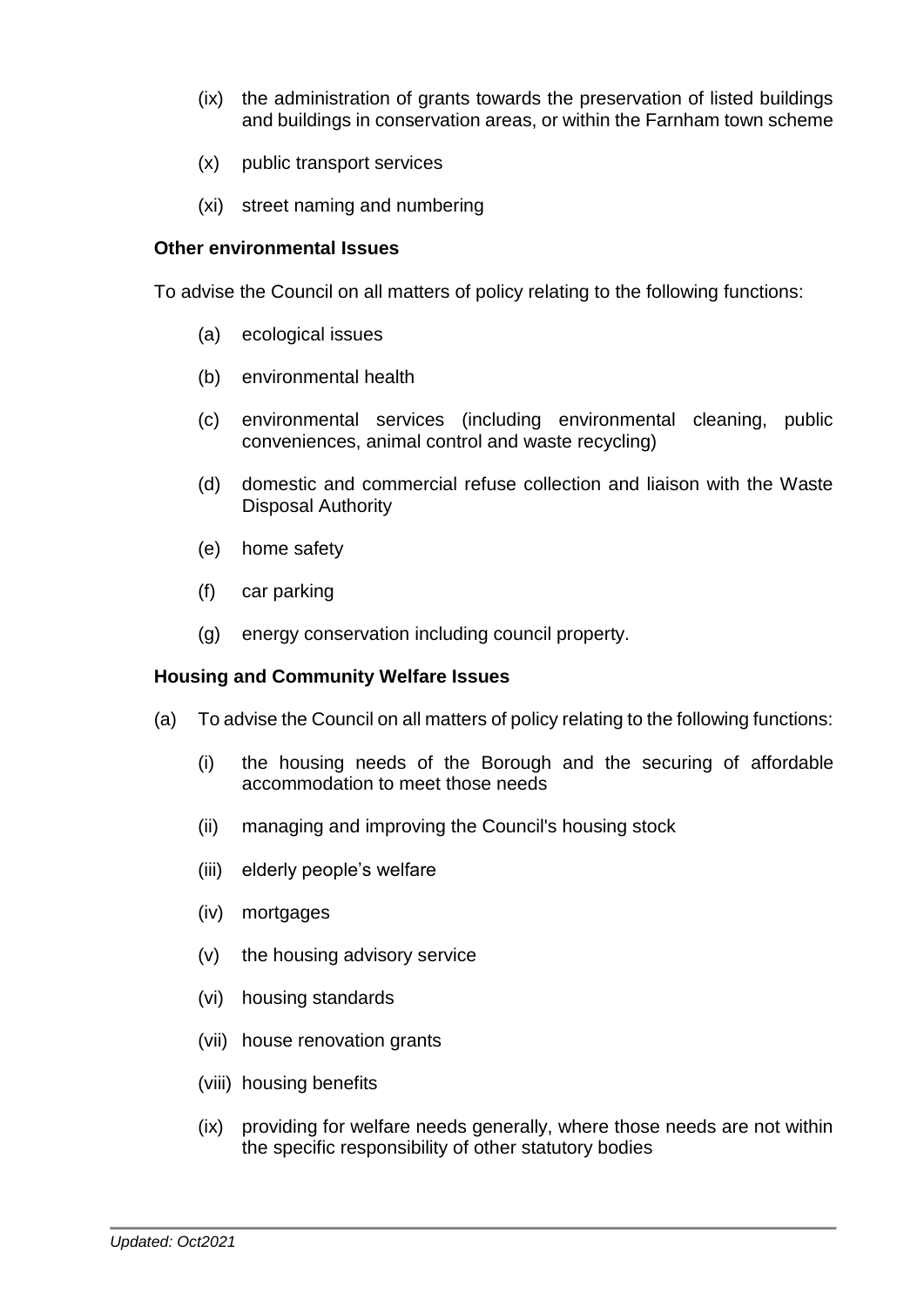(ix) the administration of grants towards the preservation of listed buildings and buildings in conservation areas, or within the Farnham town scheme

(x) public transport services

(xi) street naming and numbering

**Other environmental Issues**

To advise the Council on all matters of policy relating to the following functions:

(a) ecological issues

(b) environmental health

(c) environmental services (including environmental cleaning, public conveniences, animal control and waste recycling)

(d) domestic and commercial refuse collection and liaison with the Waste Disposal Authority

(e) home safety

(f) car parking

(g) energy conservation including council property.

**Housing and Community Welfare Issues**

(a) To advise the Council on all matters of policy relating to the following functions:

(i) the housing needs of the Borough and the securing of affordable accommodation to meet those needs

(ii) managing and improving the Council's housing stock

(iii) elderly people's welfare

(iv) mortgages

(v) the housing advisory service

(vi) housing standards

(vii) house renovation grants

(viii) housing benefits

(ix) providing for welfare needs generally, where those needs are not within the specific responsibility of other statutory bodies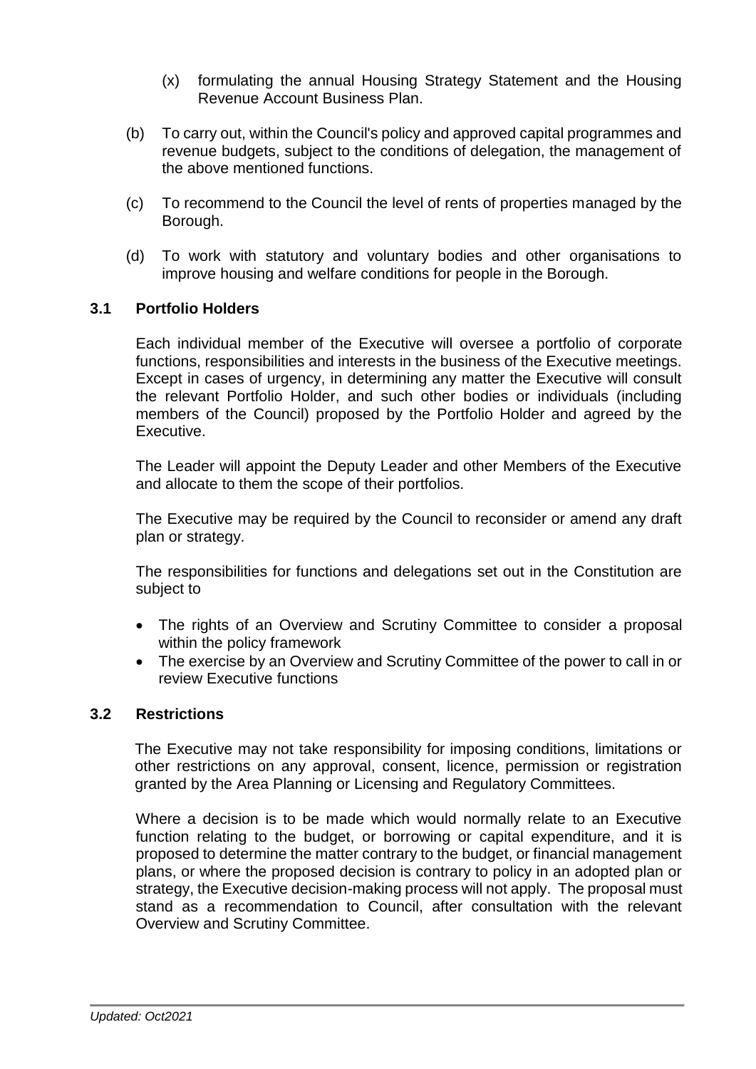(x) formulating the annual Housing Strategy Statement and the Housing Revenue Account Business Plan.

(b) To carry out, within the Council's policy and approved capital programmes and revenue budgets, subject to the conditions of delegation, the management of the above mentioned functions.

(c) To recommend to the Council the level of rents of properties managed by the Borough.

(d) To work with statutory and voluntary bodies and other organisations to improve housing and welfare conditions for people in the Borough.

### 3.1 Portfolio Holders

Each individual member of the Executive will oversee a portfolio of corporate functions, responsibilities and interests in the business of the Executive meetings. Except in cases of urgency, in determining any matter the Executive will consult the relevant Portfolio Holder, and such other bodies or individuals (including members of the Council) proposed by the Portfolio Holder and agreed by the Executive.

The Leader will appoint the Deputy Leader and other Members of the Executive and allocate to them the scope of their portfolios.

The Executive may be required by the Council to reconsider or amend any draft plan or strategy.

The responsibilities for functions and delegations set out in the Constitution are subject to

- The rights of an Overview and Scrutiny Committee to consider a proposal within the policy framework
- The exercise by an Overview and Scrutiny Committee of the power to call in or review Executive functions

### 3.2 Restrictions

The Executive may not take responsibility for imposing conditions, limitations or other restrictions on any approval, consent, licence, permission or registration granted by the Area Planning or Licensing and Regulatory Committees.

Where a decision is to be made which would normally relate to an Executive function relating to the budget, or borrowing or capital expenditure, and it is proposed to determine the matter contrary to the budget, or financial management plans, or where the proposed decision is contrary to policy in an adopted plan or strategy, the Executive decision-making process will not apply. The proposal must stand as a recommendation to Council, after consultation with the relevant Overview and Scrutiny Committee.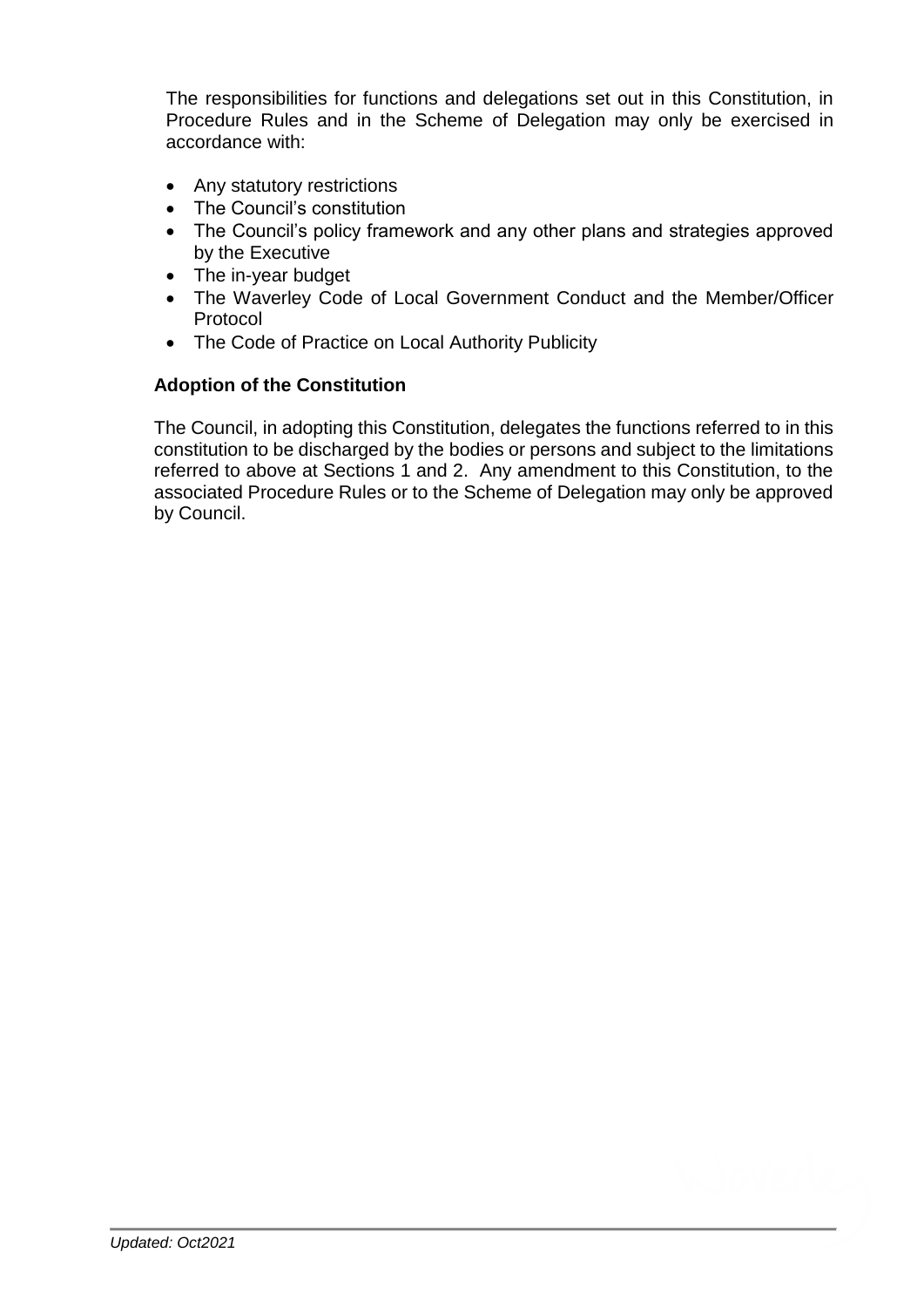The responsibilities for functions and delegations set out in this Constitution, in Procedure Rules and in the Scheme of Delegation may only be exercised in accordance with:

- Any statutory restrictions
- The Council's constitution
- The Council's policy framework and any other plans and strategies approved by the Executive
- The in-year budget
- The Waverley Code of Local Government Conduct and the Member/Officer Protocol
- The Code of Practice on Local Authority Publicity

**Adoption of the Constitution**

The Council, in adopting this Constitution, delegates the functions referred to in this constitution to be discharged by the bodies or persons and subject to the limitations referred to above at Sections 1 and 2. Any amendment to this Constitution, to the associated Procedure Rules or to the Scheme of Delegation may only be approved by Council.